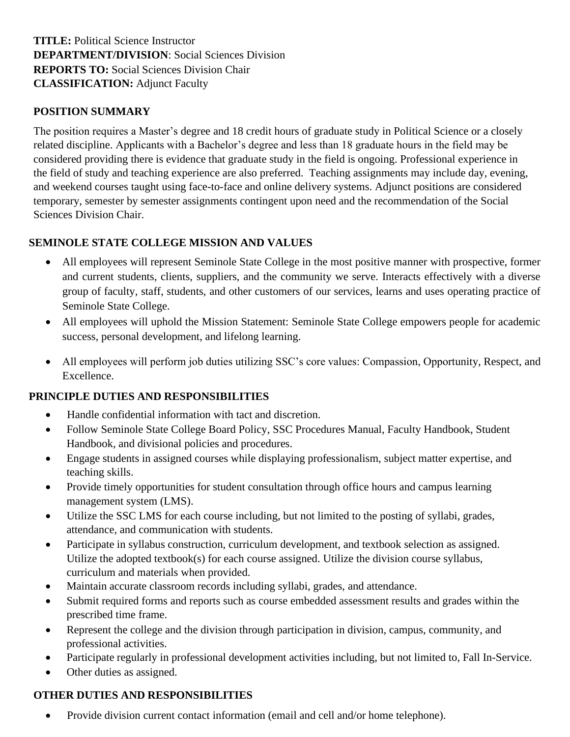**TITLE:** Political Science Instructor
**DEPARTMENT/DIVISION**: Social Sciences Division
**REPORTS TO:** Social Sciences Division Chair
**CLASSIFICATION:** Adjunct Faculty

## POSITION SUMMARY

The position requires a Master's degree and 18 credit hours of graduate study in Political Science or a closely related discipline. Applicants with a Bachelor's degree and less than 18 graduate hours in the field may be considered providing there is evidence that graduate study in the field is ongoing. Professional experience in the field of study and teaching experience are also preferred. Teaching assignments may include day, evening, and weekend courses taught using face-to-face and online delivery systems. Adjunct positions are considered temporary, semester by semester assignments contingent upon need and the recommendation of the Social Sciences Division Chair.

## SEMINOLE STATE COLLEGE MISSION AND VALUES

- All employees will represent Seminole State College in the most positive manner with prospective, former and current students, clients, suppliers, and the community we serve. Interacts effectively with a diverse group of faculty, staff, students, and other customers of our services, learns and uses operating practice of Seminole State College.
- All employees will uphold the Mission Statement: Seminole State College empowers people for academic success, personal development, and lifelong learning.
- All employees will perform job duties utilizing SSC's core values: Compassion, Opportunity, Respect, and Excellence.

## PRINCIPLE DUTIES AND RESPONSIBILITIES

- Handle confidential information with tact and discretion.
- Follow Seminole State College Board Policy, SSC Procedures Manual, Faculty Handbook, Student Handbook, and divisional policies and procedures.
- Engage students in assigned courses while displaying professionalism, subject matter expertise, and teaching skills.
- Provide timely opportunities for student consultation through office hours and campus learning management system (LMS).
- Utilize the SSC LMS for each course including, but not limited to the posting of syllabi, grades, attendance, and communication with students.
- Participate in syllabus construction, curriculum development, and textbook selection as assigned. Utilize the adopted textbook(s) for each course assigned. Utilize the division course syllabus, curriculum and materials when provided.
- Maintain accurate classroom records including syllabi, grades, and attendance.
- Submit required forms and reports such as course embedded assessment results and grades within the prescribed time frame.
- Represent the college and the division through participation in division, campus, community, and professional activities.
- Participate regularly in professional development activities including, but not limited to, Fall In-Service.
- Other duties as assigned.

## OTHER DUTIES AND RESPONSIBILITIES

- Provide division current contact information (email and cell and/or home telephone).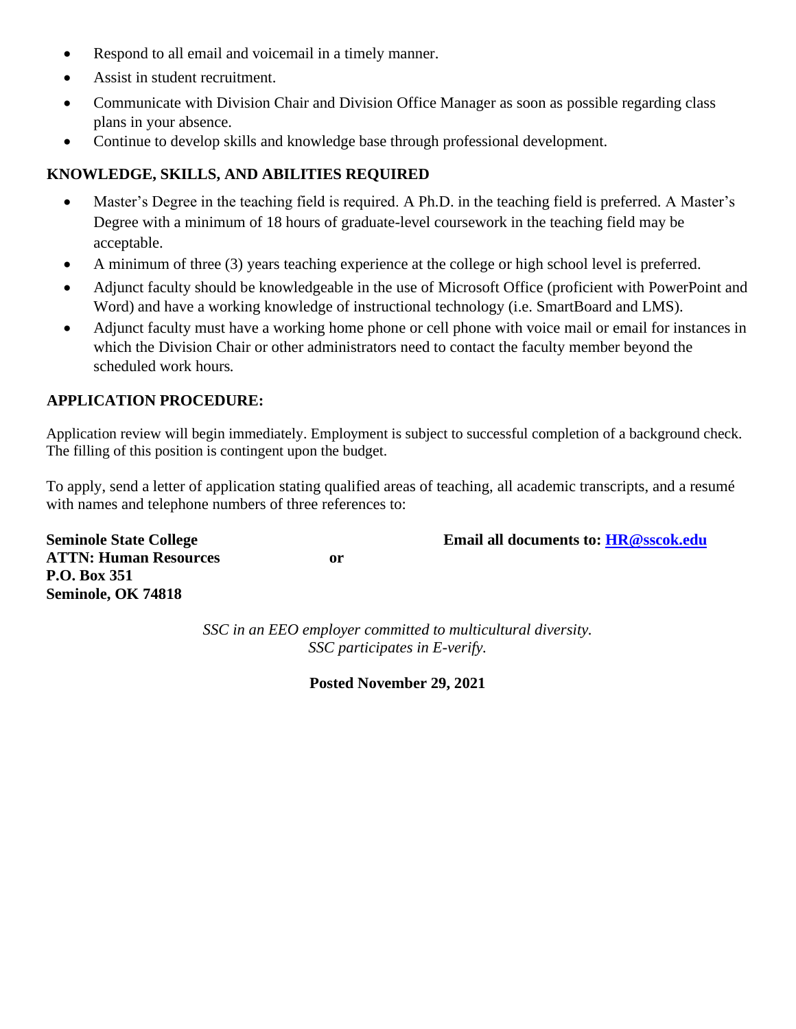- Respond to all email and voicemail in a timely manner.
- Assist in student recruitment.
- Communicate with Division Chair and Division Office Manager as soon as possible regarding class plans in your absence.
- Continue to develop skills and knowledge base through professional development.

## KNOWLEDGE, SKILLS, AND ABILITIES REQUIRED

- Master's Degree in the teaching field is required. A Ph.D. in the teaching field is preferred. A Master's Degree with a minimum of 18 hours of graduate-level coursework in the teaching field may be acceptable.
- A minimum of three (3) years teaching experience at the college or high school level is preferred.
- Adjunct faculty should be knowledgeable in the use of Microsoft Office (proficient with PowerPoint and Word) and have a working knowledge of instructional technology (i.e. SmartBoard and LMS).
- Adjunct faculty must have a working home phone or cell phone with voice mail or email for instances in which the Division Chair or other administrators need to contact the faculty member beyond the scheduled work hours.

## APPLICATION PROCEDURE:

Application review will begin immediately. Employment is subject to successful completion of a background check. The filling of this position is contingent upon the budget.

To apply, send a letter of application stating qualified areas of teaching, all academic transcripts, and a resumé with names and telephone numbers of three references to:

**Seminole State College**
**ATTN: Human Resources**
**P.O. Box 351**
**Seminole, OK 74818**

**or**

**Email all documents to: HR@sscok.edu**

*SSC in an EEO employer committed to multicultural diversity.*
*SSC participates in E-verify.*

**Posted November 29, 2021**